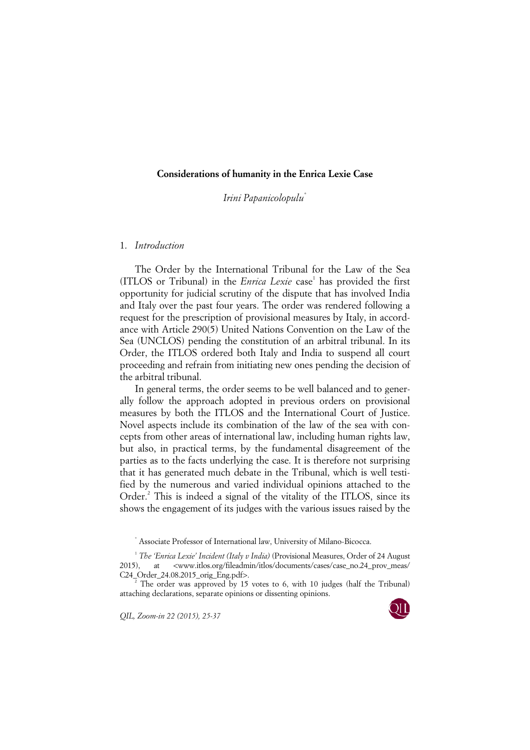# Considerations of humanity in the Enrica Lexie Case

*Irini Papanicolopulu*[*]

## 1. *Introduction*

The Order by the International Tribunal for the Law of the Sea (ITLOS or Tribunal) in the *Enrica Lexie* case[1] has provided the first opportunity for judicial scrutiny of the dispute that has involved India and Italy over the past four years. The order was rendered following a request for the prescription of provisional measures by Italy, in accordance with Article 290(5) United Nations Convention on the Law of the Sea (UNCLOS) pending the constitution of an arbitral tribunal. In its Order, the ITLOS ordered both Italy and India to suspend all court proceeding and refrain from initiating new ones pending the decision of the arbitral tribunal.

In general terms, the order seems to be well balanced and to generally follow the approach adopted in previous orders on provisional measures by both the ITLOS and the International Court of Justice. Novel aspects include its combination of the law of the sea with concepts from other areas of international law, including human rights law, but also, in practical terms, by the fundamental disagreement of the parties as to the facts underlying the case. It is therefore not surprising that it has generated much debate in the Tribunal, which is well testified by the numerous and varied individual opinions attached to the Order.[2] This is indeed a signal of the vitality of the ITLOS, since its shows the engagement of its judges with the various issues raised by the

---

[*] Associate Professor of International law, University of Milano-Bicocca.

[1] *The 'Enrica Lexie' Incident (Italy v India)* (Provisional Measures, Order of 24 August 2015), at <www.itlos.org/fileadmin/itlos/documents/cases/case_no.24_prov_meas/C24_Order_24.08.2015_orig_Eng.pdf>.

[2] The order was approved by 15 votes to 6, with 10 judges (half the Tribunal) attaching declarations, separate opinions or dissenting opinions.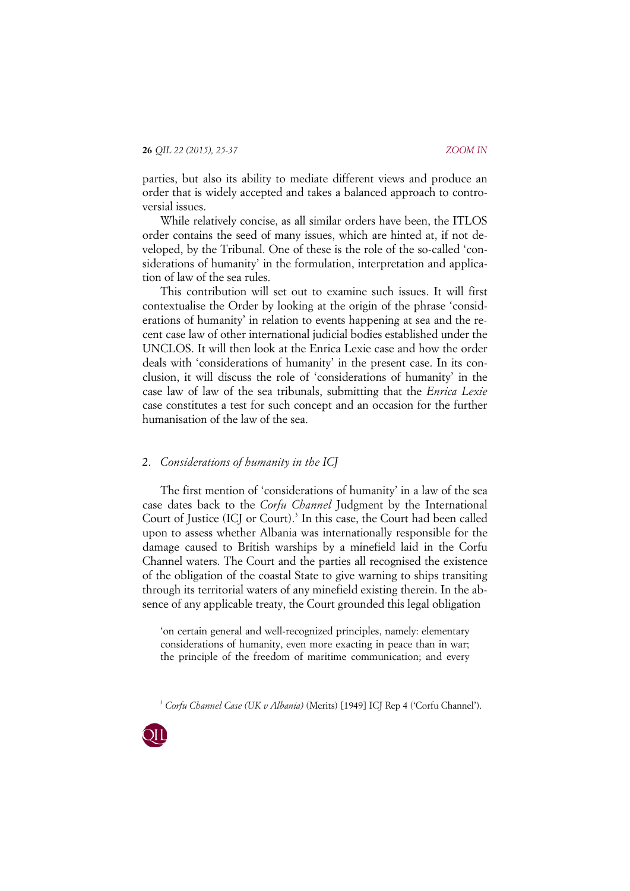parties, but also its ability to mediate different views and produce an order that is widely accepted and takes a balanced approach to controversial issues.

While relatively concise, as all similar orders have been, the ITLOS order contains the seed of many issues, which are hinted at, if not developed, by the Tribunal. One of these is the role of the so-called 'considerations of humanity' in the formulation, interpretation and application of law of the sea rules.

This contribution will set out to examine such issues. It will first contextualise the Order by looking at the origin of the phrase 'considerations of humanity' in relation to events happening at sea and the recent case law of other international judicial bodies established under the UNCLOS. It will then look at the Enrica Lexie case and how the order deals with 'considerations of humanity' in the present case. In its conclusion, it will discuss the role of 'considerations of humanity' in the case law of law of the sea tribunals, submitting that the *Enrica Lexie* case constitutes a test for such concept and an occasion for the further humanisation of the law of the sea.

## 2. *Considerations of humanity in the ICJ*

The first mention of 'considerations of humanity' in a law of the sea case dates back to the *Corfu Channel* Judgment by the International Court of Justice (ICJ or Court).[3] In this case, the Court had been called upon to assess whether Albania was internationally responsible for the damage caused to British warships by a minefield laid in the Corfu Channel waters. The Court and the parties all recognised the existence of the obligation of the coastal State to give warning to ships transiting through its territorial waters of any minefield existing therein. In the absence of any applicable treaty, the Court grounded this legal obligation

> 'on certain general and well-recognized principles, namely: elementary considerations of humanity, even more exacting in peace than in war; the principle of the freedom of maritime communication; and every

[3] *Corfu Channel Case (UK v Albania)* (Merits) [1949] ICJ Rep 4 ('Corfu Channel').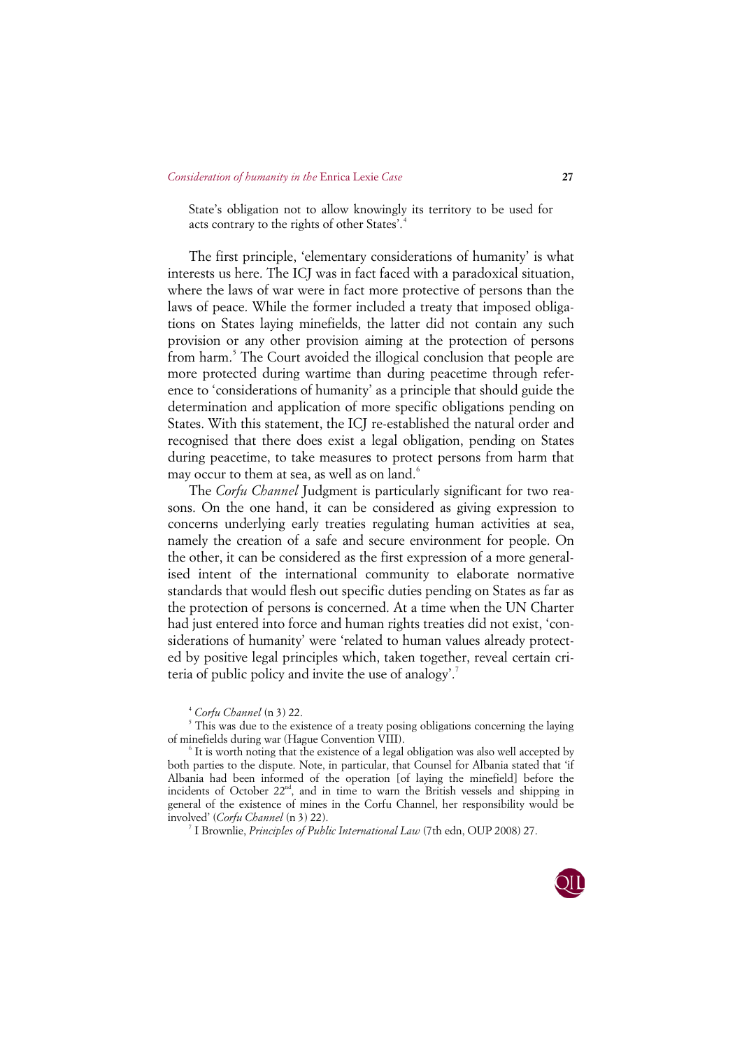> State's obligation not to allow knowingly its territory to be used for acts contrary to the rights of other States'.[4]

The first principle, 'elementary considerations of humanity' is what interests us here. The ICJ was in fact faced with a paradoxical situation, where the laws of war were in fact more protective of persons than the laws of peace. While the former included a treaty that imposed obligations on States laying minefields, the latter did not contain any such provision or any other provision aiming at the protection of persons from harm.[5] The Court avoided the illogical conclusion that people are more protected during wartime than during peacetime through reference to 'considerations of humanity' as a principle that should guide the determination and application of more specific obligations pending on States. With this statement, the ICJ re-established the natural order and recognised that there does exist a legal obligation, pending on States during peacetime, to take measures to protect persons from harm that may occur to them at sea, as well as on land.[6]

The *Corfu Channel* Judgment is particularly significant for two reasons. On the one hand, it can be considered as giving expression to concerns underlying early treaties regulating human activities at sea, namely the creation of a safe and secure environment for people. On the other, it can be considered as the first expression of a more generalised intent of the international community to elaborate normative standards that would flesh out specific duties pending on States as far as the protection of persons is concerned. At a time when the UN Charter had just entered into force and human rights treaties did not exist, 'considerations of humanity' were 'related to human values already protected by positive legal principles which, taken together, reveal certain criteria of public policy and invite the use of analogy'.[7]

[4] *Corfu Channel* (n 3) 22.

[5] This was due to the existence of a treaty posing obligations concerning the laying of minefields during war (Hague Convention VIII).

[6] It is worth noting that the existence of a legal obligation was also well accepted by both parties to the dispute. Note, in particular, that Counsel for Albania stated that 'if Albania had been informed of the operation [of laying the minefield] before the incidents of October 22nd, and in time to warn the British vessels and shipping in general of the existence of mines in the Corfu Channel, her responsibility would be involved' (*Corfu Channel* (n 3) 22).

[7] I Brownlie, *Principles of Public International Law* (7th edn, OUP 2008) 27.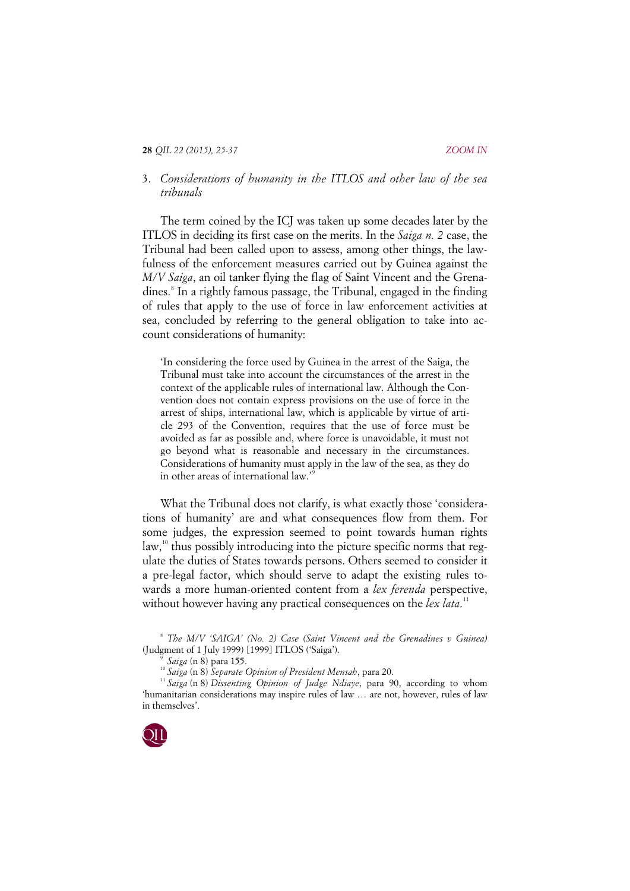### 3. *Considerations of humanity in the ITLOS and other law of the sea tribunals*

The term coined by the ICJ was taken up some decades later by the ITLOS in deciding its first case on the merits. In the *Saiga n. 2* case, the Tribunal had been called upon to assess, among other things, the lawfulness of the enforcement measures carried out by Guinea against the *M/V Saiga*, an oil tanker flying the flag of Saint Vincent and the Grenadines.[8] In a rightly famous passage, the Tribunal, engaged in the finding of rules that apply to the use of force in law enforcement activities at sea, concluded by referring to the general obligation to take into account considerations of humanity:

> 'In considering the force used by Guinea in the arrest of the Saiga, the Tribunal must take into account the circumstances of the arrest in the context of the applicable rules of international law. Although the Convention does not contain express provisions on the use of force in the arrest of ships, international law, which is applicable by virtue of article 293 of the Convention, requires that the use of force must be avoided as far as possible and, where force is unavoidable, it must not go beyond what is reasonable and necessary in the circumstances. Considerations of humanity must apply in the law of the sea, as they do in other areas of international law.'[9]

What the Tribunal does not clarify, is what exactly those 'considerations of humanity' are and what consequences flow from them. For some judges, the expression seemed to point towards human rights law,[10] thus possibly introducing into the picture specific norms that regulate the duties of States towards persons. Others seemed to consider it a pre-legal factor, which should serve to adapt the existing rules towards a more human-oriented content from a *lex ferenda* perspective, without however having any practical consequences on the *lex lata*.[11]

[8] *The M/V 'SAIGA' (No. 2) Case (Saint Vincent and the Grenadines v Guinea)* (Judgment of 1 July 1999) [1999] ITLOS ('Saiga').

[9] *Saiga* (n 8) para 155.

[10] *Saiga* (n 8) *Separate Opinion of President Mensah*, para 20.

[11] *Saiga* (n 8) *Dissenting Opinion of Judge Ndiaye*, para 90, according to whom 'humanitarian considerations may inspire rules of law … are not, however, rules of law in themselves'.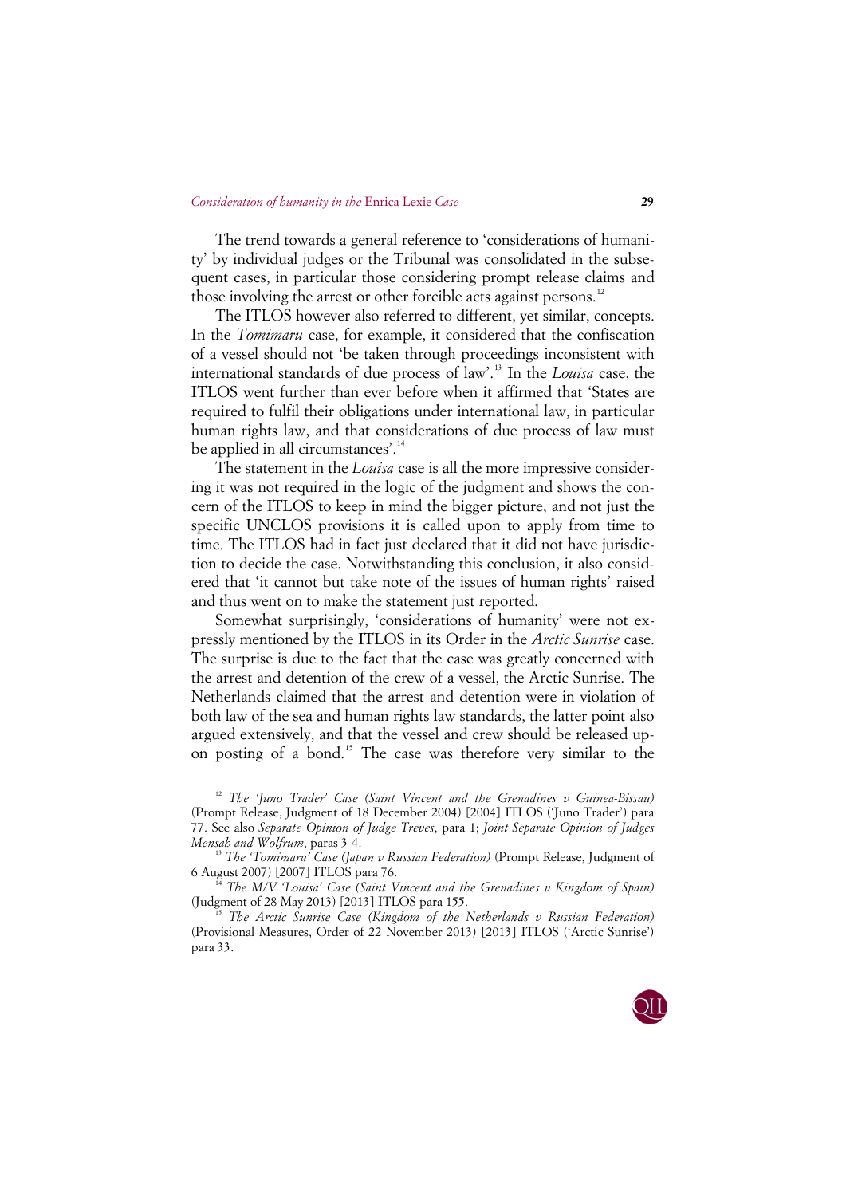The trend towards a general reference to 'considerations of humanity' by individual judges or the Tribunal was consolidated in the subsequent cases, in particular those considering prompt release claims and those involving the arrest or other forcible acts against persons.[12]

The ITLOS however also referred to different, yet similar, concepts. In the *Tomimaru* case, for example, it considered that the confiscation of a vessel should not 'be taken through proceedings inconsistent with international standards of due process of law'.[13] In the *Louisa* case, the ITLOS went further than ever before when it affirmed that 'States are required to fulfil their obligations under international law, in particular human rights law, and that considerations of due process of law must be applied in all circumstances'.[14]

The statement in the *Louisa* case is all the more impressive considering it was not required in the logic of the judgment and shows the concern of the ITLOS to keep in mind the bigger picture, and not just the specific UNCLOS provisions it is called upon to apply from time to time. The ITLOS had in fact just declared that it did not have jurisdiction to decide the case. Notwithstanding this conclusion, it also considered that 'it cannot but take note of the issues of human rights' raised and thus went on to make the statement just reported.

Somewhat surprisingly, 'considerations of humanity' were not expressly mentioned by the ITLOS in its Order in the *Arctic Sunrise* case. The surprise is due to the fact that the case was greatly concerned with the arrest and detention of the crew of a vessel, the Arctic Sunrise. The Netherlands claimed that the arrest and detention were in violation of both law of the sea and human rights law standards, the latter point also argued extensively, and that the vessel and crew should be released upon posting of a bond.[15] The case was therefore very similar to the

---

[12] *The 'Juno Trader' Case (Saint Vincent and the Grenadines v Guinea-Bissau)* (Prompt Release, Judgment of 18 December 2004) [2004] ITLOS ('Juno Trader') para 77. See also *Separate Opinion of Judge Treves*, para 1; *Joint Separate Opinion of Judges Mensah and Wolfrum*, paras 3-4.

[13] *The 'Tomimaru' Case (Japan v Russian Federation)* (Prompt Release, Judgment of 6 August 2007) [2007] ITLOS para 76.

[14] *The M/V 'Louisa' Case (Saint Vincent and the Grenadines v Kingdom of Spain)* (Judgment of 28 May 2013) [2013] ITLOS para 155.

[15] *The Arctic Sunrise Case (Kingdom of the Netherlands v Russian Federation)* (Provisional Measures, Order of 22 November 2013) [2013] ITLOS ('Arctic Sunrise') para 33.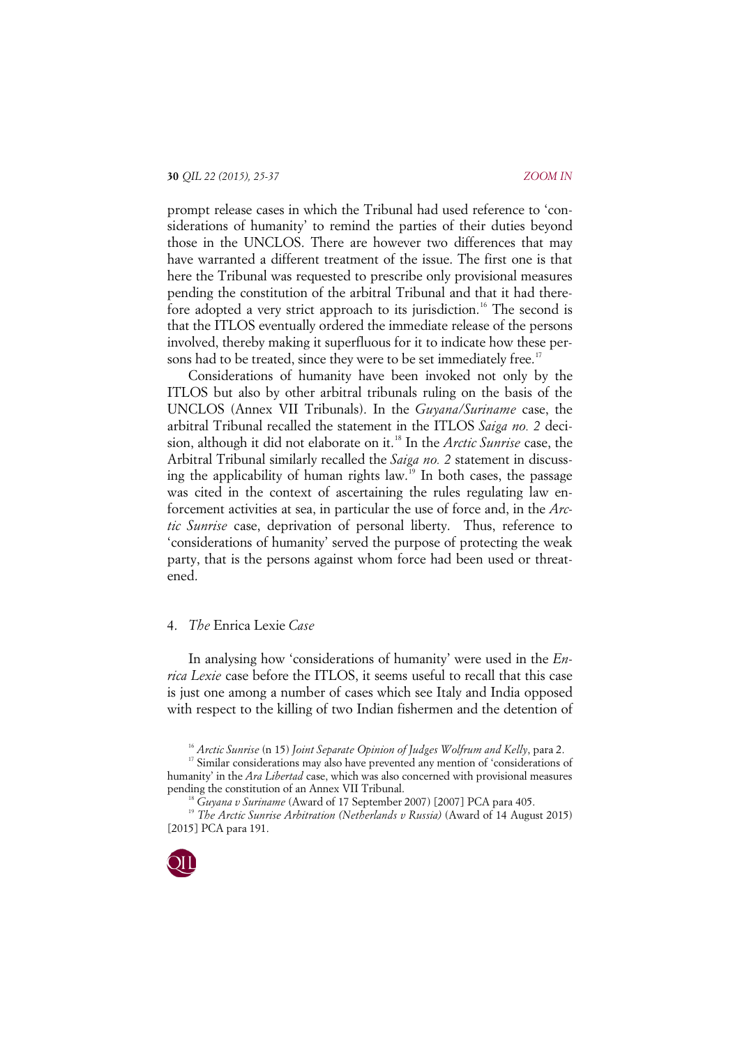prompt release cases in which the Tribunal had used reference to 'considerations of humanity' to remind the parties of their duties beyond those in the UNCLOS. There are however two differences that may have warranted a different treatment of the issue. The first one is that here the Tribunal was requested to prescribe only provisional measures pending the constitution of the arbitral Tribunal and that it had therefore adopted a very strict approach to its jurisdiction.[16] The second is that the ITLOS eventually ordered the immediate release of the persons involved, thereby making it superfluous for it to indicate how these persons had to be treated, since they were to be set immediately free.[17]

Considerations of humanity have been invoked not only by the ITLOS but also by other arbitral tribunals ruling on the basis of the UNCLOS (Annex VII Tribunals). In the *Guyana/Suriname* case, the arbitral Tribunal recalled the statement in the ITLOS *Saiga no. 2* decision, although it did not elaborate on it.[18] In the *Arctic Sunrise* case, the Arbitral Tribunal similarly recalled the *Saiga no. 2* statement in discussing the applicability of human rights law.[19] In both cases, the passage was cited in the context of ascertaining the rules regulating law enforcement activities at sea, in particular the use of force and, in the *Arctic Sunrise* case, deprivation of personal liberty. Thus, reference to 'considerations of humanity' served the purpose of protecting the weak party, that is the persons against whom force had been used or threatened.

## 4. *The* Enrica Lexie *Case*

In analysing how 'considerations of humanity' were used in the *Enrica Lexie* case before the ITLOS, it seems useful to recall that this case is just one among a number of cases which see Italy and India opposed with respect to the killing of two Indian fishermen and the detention of

---

[16] *Arctic Sunrise* (n 15) *Joint Separate Opinion of Judges Wolfrum and Kelly*, para 2.

[17] Similar considerations may also have prevented any mention of 'considerations of humanity' in the *Ara Libertad* case, which was also concerned with provisional measures pending the constitution of an Annex VII Tribunal.

[18] *Guyana v Suriname* (Award of 17 September 2007) [2007] PCA para 405.

[19] *The Arctic Sunrise Arbitration (Netherlands v Russia)* (Award of 14 August 2015) [2015] PCA para 191.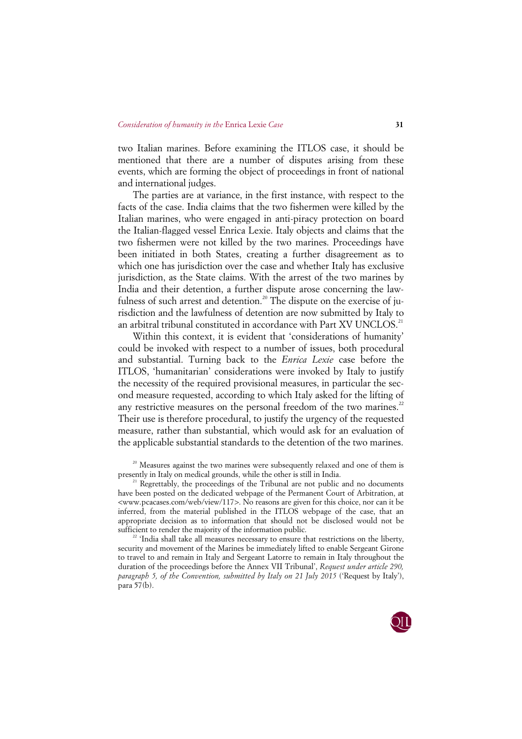two Italian marines. Before examining the ITLOS case, it should be mentioned that there are a number of disputes arising from these events, which are forming the object of proceedings in front of national and international judges.

The parties are at variance, in the first instance, with respect to the facts of the case. India claims that the two fishermen were killed by the Italian marines, who were engaged in anti-piracy protection on board the Italian-flagged vessel Enrica Lexie. Italy objects and claims that the two fishermen were not killed by the two marines. Proceedings have been initiated in both States, creating a further disagreement as to which one has jurisdiction over the case and whether Italy has exclusive jurisdiction, as the State claims. With the arrest of the two marines by India and their detention, a further dispute arose concerning the lawfulness of such arrest and detention.[20] The dispute on the exercise of jurisdiction and the lawfulness of detention are now submitted by Italy to an arbitral tribunal constituted in accordance with Part XV UNCLOS.[21]

Within this context, it is evident that 'considerations of humanity' could be invoked with respect to a number of issues, both procedural and substantial. Turning back to the *Enrica Lexie* case before the ITLOS, 'humanitarian' considerations were invoked by Italy to justify the necessity of the required provisional measures, in particular the second measure requested, according to which Italy asked for the lifting of any restrictive measures on the personal freedom of the two marines.[22] Their use is therefore procedural, to justify the urgency of the requested measure, rather than substantial, which would ask for an evaluation of the applicable substantial standards to the detention of the two marines.

[20] Measures against the two marines were subsequently relaxed and one of them is presently in Italy on medical grounds, while the other is still in India.

[21] Regrettably, the proceedings of the Tribunal are not public and no documents have been posted on the dedicated webpage of the Permanent Court of Arbitration, at <www.pcacases.com/web/view/117>. No reasons are given for this choice, nor can it be inferred, from the material published in the ITLOS webpage of the case, that an appropriate decision as to information that should not be disclosed would not be sufficient to render the majority of the information public.

[22] 'India shall take all measures necessary to ensure that restrictions on the liberty, security and movement of the Marines be immediately lifted to enable Sergeant Girone to travel to and remain in Italy and Sergeant Latorre to remain in Italy throughout the duration of the proceedings before the Annex VII Tribunal', *Request under article 290, paragraph 5, of the Convention, submitted by Italy on 21 July 2015* ('Request by Italy'), para 57(b).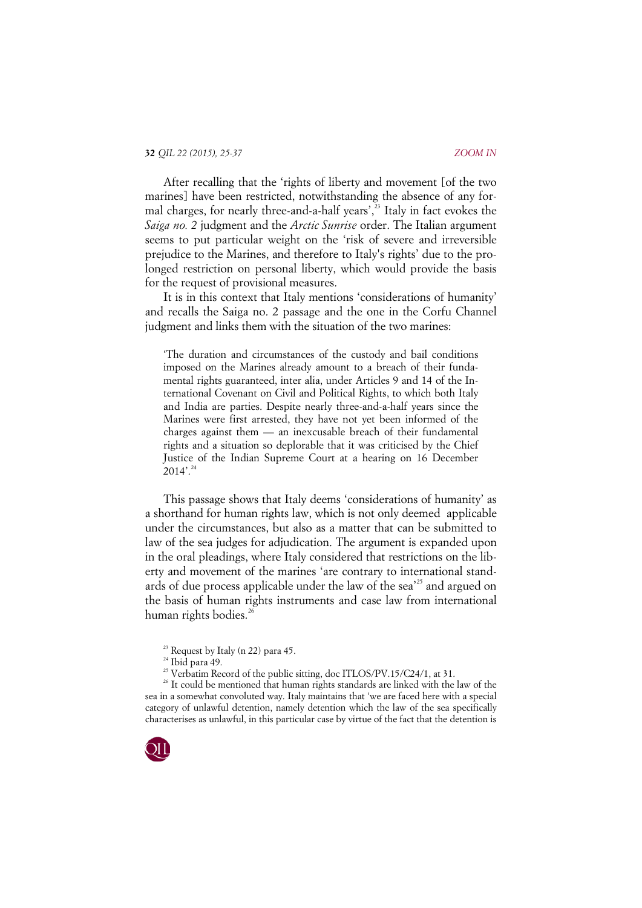After recalling that the 'rights of liberty and movement [of the two marines] have been restricted, notwithstanding the absence of any formal charges, for nearly three-and-a-half years',[23] Italy in fact evokes the *Saiga no. 2* judgment and the *Arctic Sunrise* order. The Italian argument seems to put particular weight on the 'risk of severe and irreversible prejudice to the Marines, and therefore to Italy's rights' due to the prolonged restriction on personal liberty, which would provide the basis for the request of provisional measures.

It is in this context that Italy mentions 'considerations of humanity' and recalls the Saiga no. 2 passage and the one in the Corfu Channel judgment and links them with the situation of the two marines:

> 'The duration and circumstances of the custody and bail conditions imposed on the Marines already amount to a breach of their fundamental rights guaranteed, inter alia, under Articles 9 and 14 of the International Covenant on Civil and Political Rights, to which both Italy and India are parties. Despite nearly three-and-a-half years since the Marines were first arrested, they have not yet been informed of the charges against them — an inexcusable breach of their fundamental rights and a situation so deplorable that it was criticised by the Chief Justice of the Indian Supreme Court at a hearing on 16 December 2014'.[24]

This passage shows that Italy deems 'considerations of humanity' as a shorthand for human rights law, which is not only deemed applicable under the circumstances, but also as a matter that can be submitted to law of the sea judges for adjudication. The argument is expanded upon in the oral pleadings, where Italy considered that restrictions on the liberty and movement of the marines 'are contrary to international standards of due process applicable under the law of the sea'[25] and argued on the basis of human rights instruments and case law from international human rights bodies.[26]

[23] Request by Italy (n 22) para 45.

[24] Ibid para 49.

[25] Verbatim Record of the public sitting, doc ITLOS/PV.15/C24/1, at 31.

[26] It could be mentioned that human rights standards are linked with the law of the sea in a somewhat convoluted way. Italy maintains that 'we are faced here with a special category of unlawful detention, namely detention which the law of the sea specifically characterises as unlawful, in this particular case by virtue of the fact that the detention is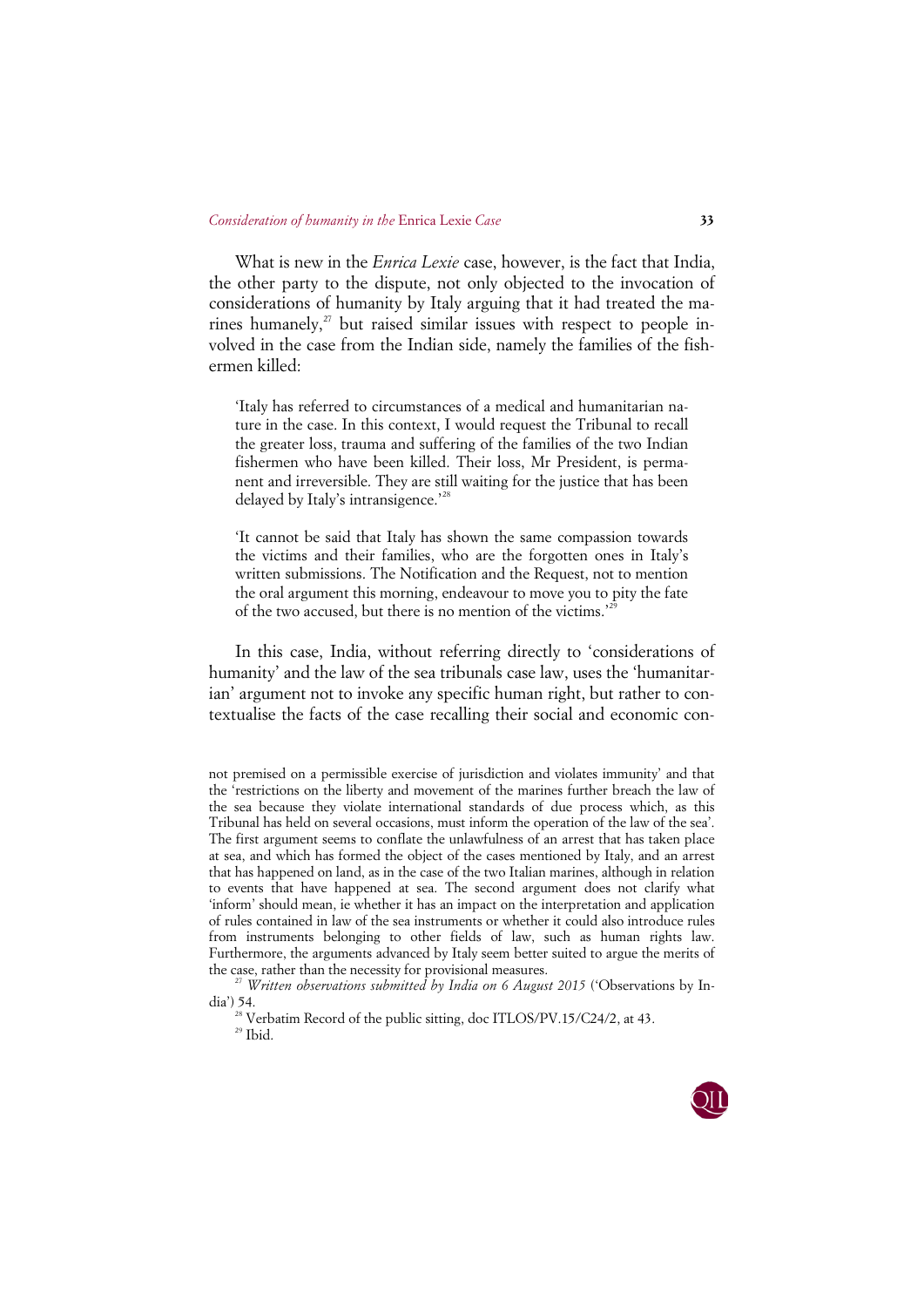What is new in the *Enrica Lexie* case, however, is the fact that India, the other party to the dispute, not only objected to the invocation of considerations of humanity by Italy arguing that it had treated the marines humanely,[27] but raised similar issues with respect to people involved in the case from the Indian side, namely the families of the fishermen killed:

> 'Italy has referred to circumstances of a medical and humanitarian nature in the case. In this context, I would request the Tribunal to recall the greater loss, trauma and suffering of the families of the two Indian fishermen who have been killed. Their loss, Mr President, is permanent and irreversible. They are still waiting for the justice that has been delayed by Italy's intransigence.'[28]

> 'It cannot be said that Italy has shown the same compassion towards the victims and their families, who are the forgotten ones in Italy's written submissions. The Notification and the Request, not to mention the oral argument this morning, endeavour to move you to pity the fate of the two accused, but there is no mention of the victims.'[29]

In this case, India, without referring directly to 'considerations of humanity' and the law of the sea tribunals case law, uses the 'humanitarian' argument not to invoke any specific human right, but rather to contextualise the facts of the case recalling their social and economic con-

---

not premised on a permissible exercise of jurisdiction and violates immunity' and that the 'restrictions on the liberty and movement of the marines further breach the law of the sea because they violate international standards of due process which, as this Tribunal has held on several occasions, must inform the operation of the law of the sea'. The first argument seems to conflate the unlawfulness of an arrest that has taken place at sea, and which has formed the object of the cases mentioned by Italy, and an arrest that has happened on land, as in the case of the two Italian marines, although in relation to events that have happened at sea. The second argument does not clarify what 'inform' should mean, ie whether it has an impact on the interpretation and application of rules contained in law of the sea instruments or whether it could also introduce rules from instruments belonging to other fields of law, such as human rights law. Furthermore, the arguments advanced by Italy seem better suited to argue the merits of the case, rather than the necessity for provisional measures.

[27] *Written observations submitted by India on 6 August 2015* ('Observations by India') 54.

[28] Verbatim Record of the public sitting, doc ITLOS/PV.15/C24/2, at 43.

[29] Ibid.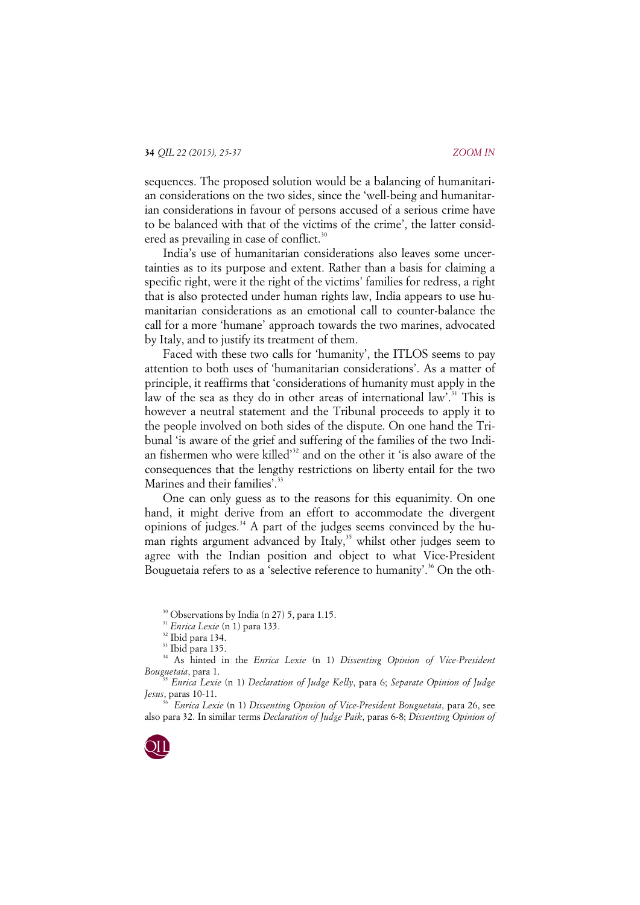sequences. The proposed solution would be a balancing of humanitarian considerations on the two sides, since the 'well-being and humanitarian considerations in favour of persons accused of a serious crime have to be balanced with that of the victims of the crime', the latter considered as prevailing in case of conflict.[30]

India's use of humanitarian considerations also leaves some uncertainties as to its purpose and extent. Rather than a basis for claiming a specific right, were it the right of the victims' families for redress, a right that is also protected under human rights law, India appears to use humanitarian considerations as an emotional call to counter-balance the call for a more 'humane' approach towards the two marines, advocated by Italy, and to justify its treatment of them.

Faced with these two calls for 'humanity', the ITLOS seems to pay attention to both uses of 'humanitarian considerations'. As a matter of principle, it reaffirms that 'considerations of humanity must apply in the law of the sea as they do in other areas of international law'.[31] This is however a neutral statement and the Tribunal proceeds to apply it to the people involved on both sides of the dispute. On one hand the Tribunal 'is aware of the grief and suffering of the families of the two Indian fishermen who were killed'[32] and on the other it 'is also aware of the consequences that the lengthy restrictions on liberty entail for the two Marines and their families'.[33]

One can only guess as to the reasons for this equanimity. On one hand, it might derive from an effort to accommodate the divergent opinions of judges.[34] A part of the judges seems convinced by the human rights argument advanced by Italy,[35] whilst other judges seem to agree with the Indian position and object to what Vice-President Bouguetaia refers to as a 'selective reference to humanity'.[36] On the oth-

[30] Observations by India (n 27) 5, para 1.15.

[31] *Enrica Lexie* (n 1) para 133.

[32] Ibid para 134.

[33] Ibid para 135.

[34] As hinted in the *Enrica Lexie* (n 1) *Dissenting Opinion of Vice-President Bouguetaia*, para 1.

[35] *Enrica Lexie* (n 1) *Declaration of Judge Kelly*, para 6; *Separate Opinion of Judge Jesus*, paras 10-11.

[36] *Enrica Lexie* (n 1) *Dissenting Opinion of Vice-President Bouguetaia*, para 26, see also para 32. In similar terms *Declaration of Judge Paik*, paras 6-8; *Dissenting Opinion of*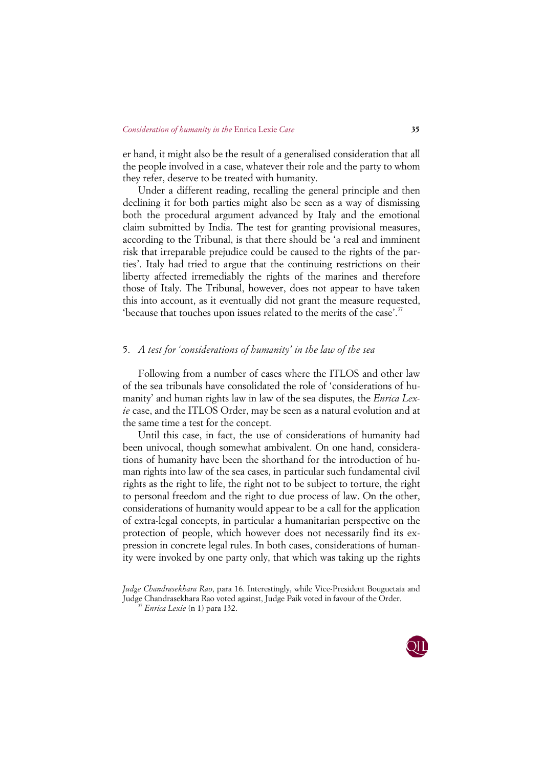er hand, it might also be the result of a generalised consideration that all the people involved in a case, whatever their role and the party to whom they refer, deserve to be treated with humanity.

Under a different reading, recalling the general principle and then declining it for both parties might also be seen as a way of dismissing both the procedural argument advanced by Italy and the emotional claim submitted by India. The test for granting provisional measures, according to the Tribunal, is that there should be 'a real and imminent risk that irreparable prejudice could be caused to the rights of the parties'. Italy had tried to argue that the continuing restrictions on their liberty affected irremediably the rights of the marines and therefore those of Italy. The Tribunal, however, does not appear to have taken this into account, as it eventually did not grant the measure requested, 'because that touches upon issues related to the merits of the case'.[37]

## 5. *A test for 'considerations of humanity' in the law of the sea*

Following from a number of cases where the ITLOS and other law of the sea tribunals have consolidated the role of 'considerations of humanity' and human rights law in law of the sea disputes, the *Enrica Lexie* case, and the ITLOS Order, may be seen as a natural evolution and at the same time a test for the concept.

Until this case, in fact, the use of considerations of humanity had been univocal, though somewhat ambivalent. On one hand, considerations of humanity have been the shorthand for the introduction of human rights into law of the sea cases, in particular such fundamental civil rights as the right to life, the right not to be subject to torture, the right to personal freedom and the right to due process of law. On the other, considerations of humanity would appear to be a call for the application of extra-legal concepts, in particular a humanitarian perspective on the protection of people, which however does not necessarily find its expression in concrete legal rules. In both cases, considerations of humanity were invoked by one party only, that which was taking up the rights

*Judge Chandrasekhara Rao*, para 16. Interestingly, while Vice-President Bouguetaia and Judge Chandrasekhara Rao voted against, Judge Paik voted in favour of the Order.

[37] *Enrica Lexie* (n 1) para 132.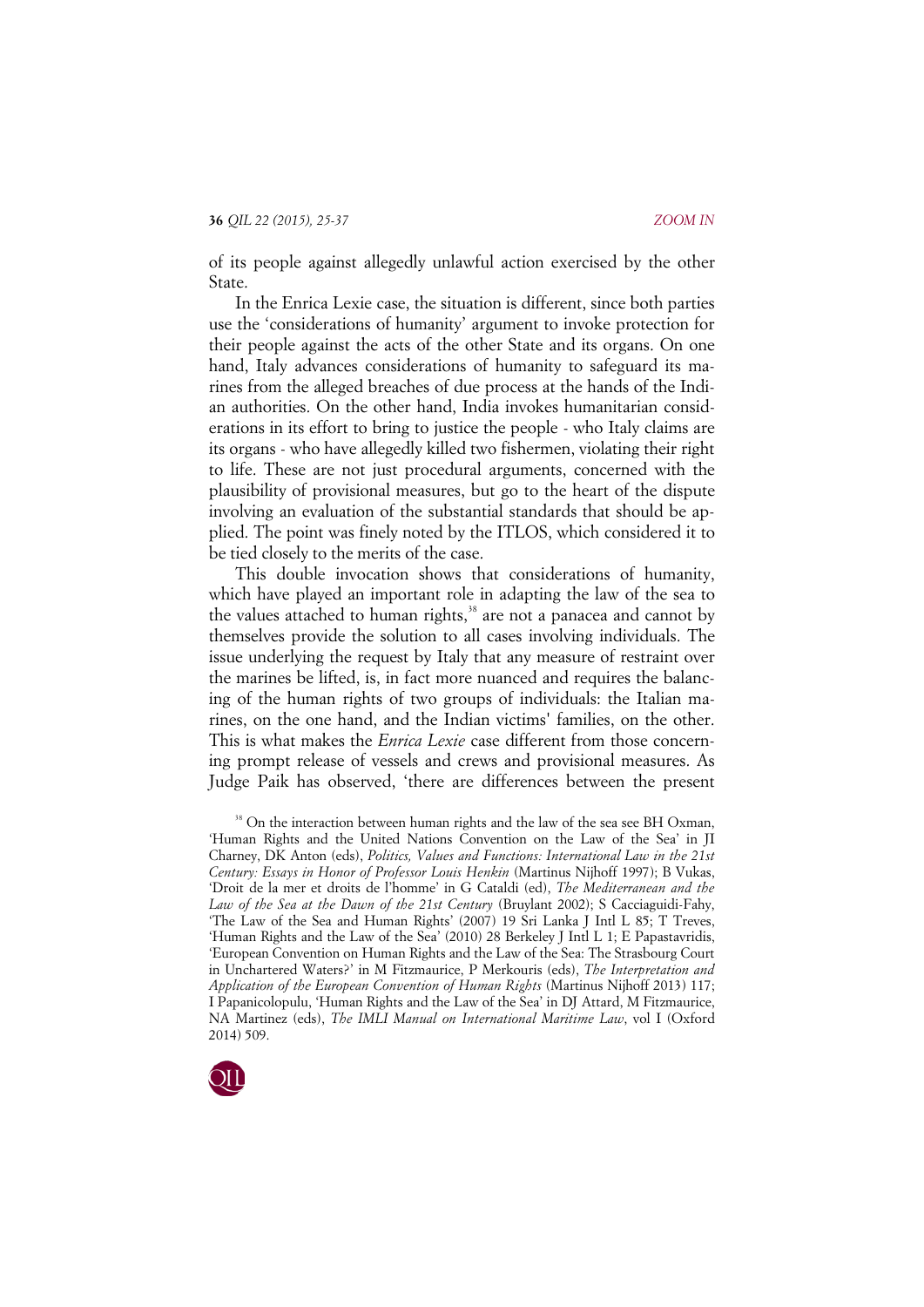of its people against allegedly unlawful action exercised by the other State.

In the Enrica Lexie case, the situation is different, since both parties use the 'considerations of humanity' argument to invoke protection for their people against the acts of the other State and its organs. On one hand, Italy advances considerations of humanity to safeguard its marines from the alleged breaches of due process at the hands of the Indian authorities. On the other hand, India invokes humanitarian considerations in its effort to bring to justice the people - who Italy claims are its organs - who have allegedly killed two fishermen, violating their right to life. These are not just procedural arguments, concerned with the plausibility of provisional measures, but go to the heart of the dispute involving an evaluation of the substantial standards that should be applied. The point was finely noted by the ITLOS, which considered it to be tied closely to the merits of the case.

This double invocation shows that considerations of humanity, which have played an important role in adapting the law of the sea to the values attached to human rights,[38] are not a panacea and cannot by themselves provide the solution to all cases involving individuals. The issue underlying the request by Italy that any measure of restraint over the marines be lifted, is, in fact more nuanced and requires the balancing of the human rights of two groups of individuals: the Italian marines, on the one hand, and the Indian victims' families, on the other. This is what makes the *Enrica Lexie* case different from those concerning prompt release of vessels and crews and provisional measures. As Judge Paik has observed, 'there are differences between the present

[38] On the interaction between human rights and the law of the sea see BH Oxman, 'Human Rights and the United Nations Convention on the Law of the Sea' in JI Charney, DK Anton (eds), *Politics, Values and Functions: International Law in the 21st Century: Essays in Honor of Professor Louis Henkin* (Martinus Nijhoff 1997); B Vukas, 'Droit de la mer et droits de l'homme' in G Cataldi (ed), *The Mediterranean and the Law of the Sea at the Dawn of the 21st Century* (Bruylant 2002); S Cacciaguidi-Fahy, 'The Law of the Sea and Human Rights' (2007) 19 Sri Lanka J Intl L 85; T Treves, 'Human Rights and the Law of the Sea' (2010) 28 Berkeley J Intl L 1; E Papastavridis, 'European Convention on Human Rights and the Law of the Sea: The Strasbourg Court in Unchartered Waters?' in M Fitzmaurice, P Merkouris (eds), *The Interpretation and Application of the European Convention of Human Rights* (Martinus Nijhoff 2013) 117; I Papanicolopulu, 'Human Rights and the Law of the Sea' in DJ Attard, M Fitzmaurice, NA Martinez (eds), *The IMLI Manual on International Maritime Law*, vol I (Oxford 2014) 509.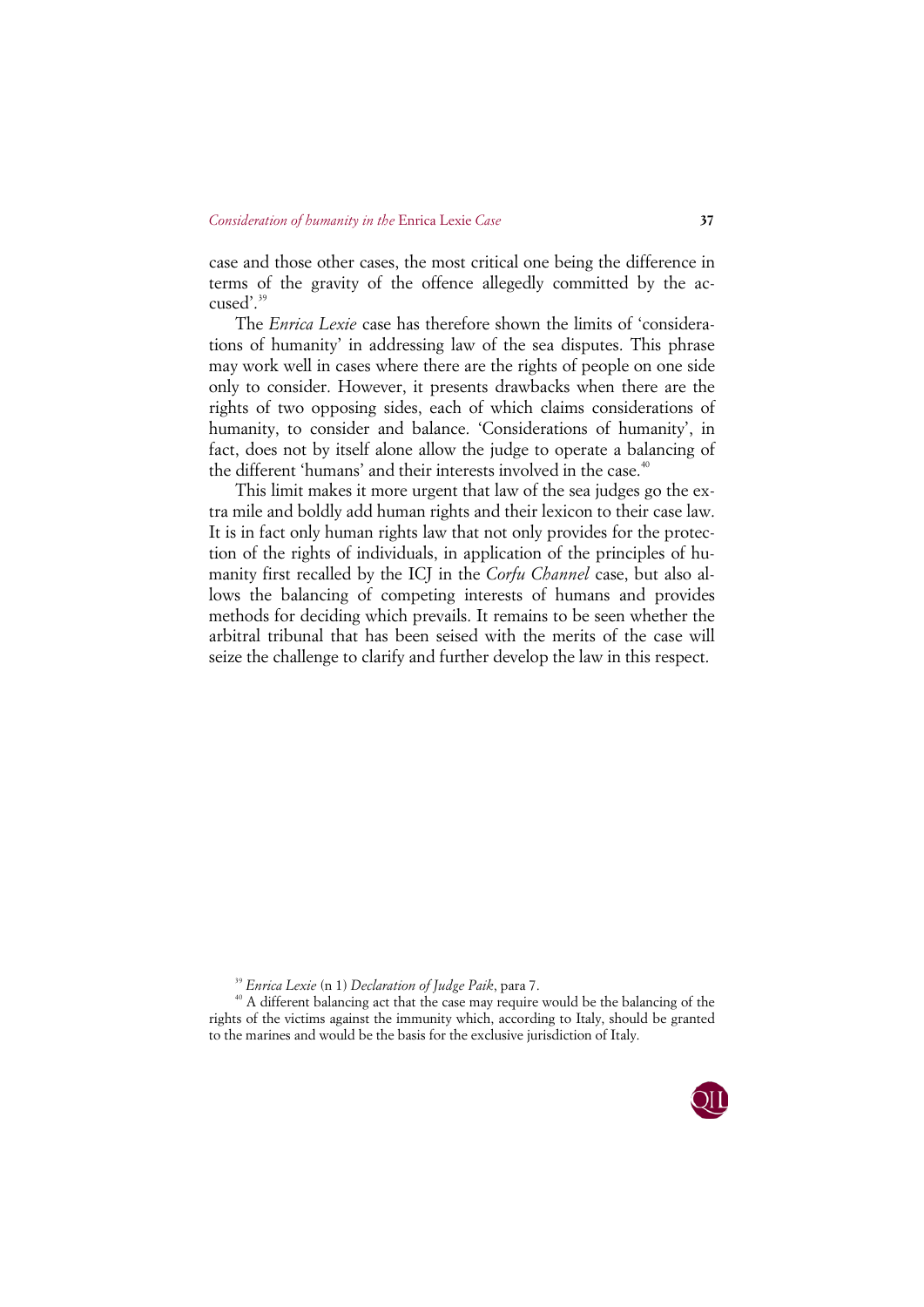case and those other cases, the most critical one being the difference in terms of the gravity of the offence allegedly committed by the accused'.[39]

The *Enrica Lexie* case has therefore shown the limits of 'considerations of humanity' in addressing law of the sea disputes. This phrase may work well in cases where there are the rights of people on one side only to consider. However, it presents drawbacks when there are the rights of two opposing sides, each of which claims considerations of humanity, to consider and balance. 'Considerations of humanity', in fact, does not by itself alone allow the judge to operate a balancing of the different 'humans' and their interests involved in the case.[40]

This limit makes it more urgent that law of the sea judges go the extra mile and boldly add human rights and their lexicon to their case law. It is in fact only human rights law that not only provides for the protection of the rights of individuals, in application of the principles of humanity first recalled by the ICJ in the *Corfu Channel* case, but also allows the balancing of competing interests of humans and provides methods for deciding which prevails. It remains to be seen whether the arbitral tribunal that has been seised with the merits of the case will seize the challenge to clarify and further develop the law in this respect.

---

[39] *Enrica Lexie* (n 1) *Declaration of Judge Paik*, para 7.

[40] A different balancing act that the case may require would be the balancing of the rights of the victims against the immunity which, according to Italy, should be granted to the marines and would be the basis for the exclusive jurisdiction of Italy.